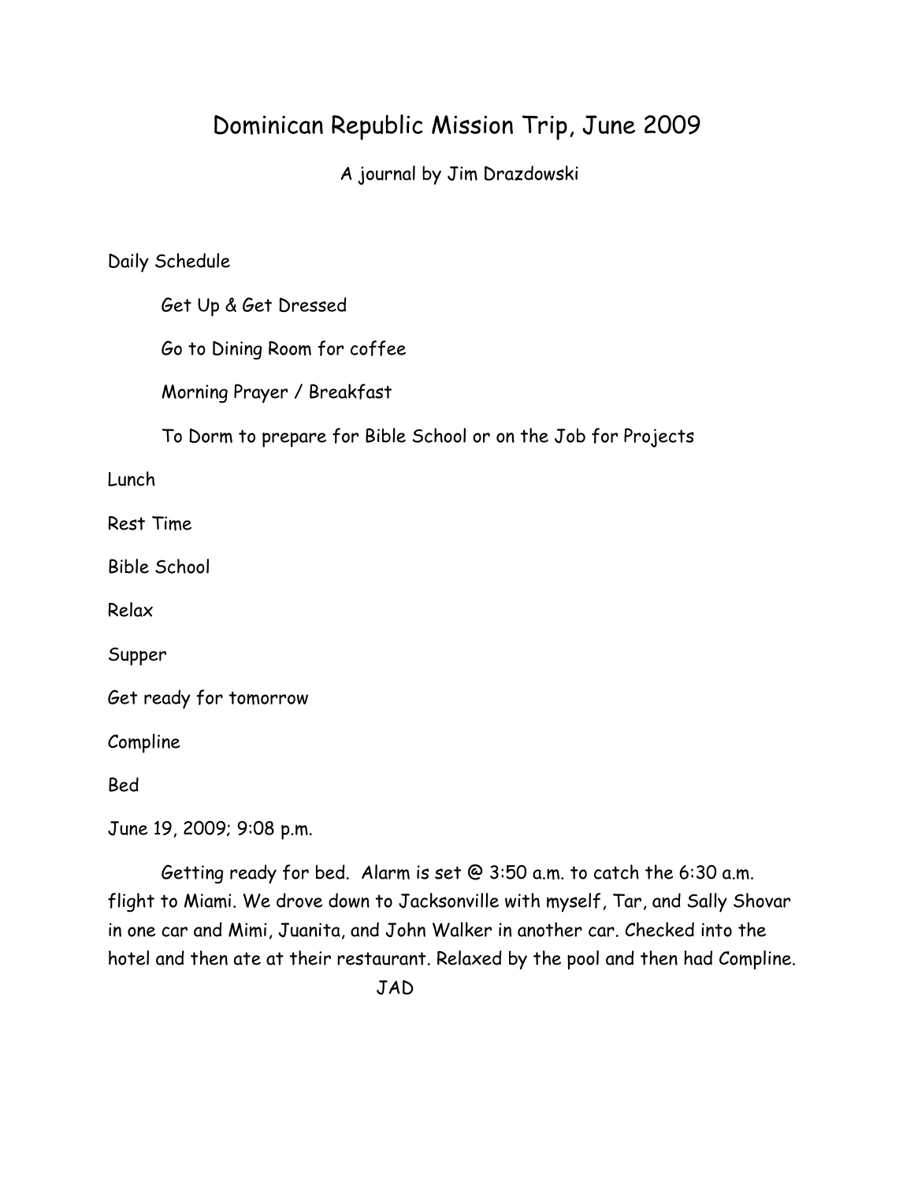# Dominican Republic Mission Trip, June 2009

A journal by Jim Drazdowski

Daily Schedule

- Get Up & Get Dressed
- Go to Dining Room for coffee
- Morning Prayer / Breakfast
- To Dorm to prepare for Bible School or on the Job for Projects

Lunch

Rest Time

Bible School

Relax

Supper

Get ready for tomorrow

Compline

Bed

June 19, 2009; 9:08 p.m.

Getting ready for bed. Alarm is set @ 3:50 a.m. to catch the 6:30 a.m. flight to Miami. We drove down to Jacksonville with myself, Tar, and Sally Shovar in one car and Mimi, Juanita, and John Walker in another car. Checked into the hotel and then ate at their restaurant. Relaxed by the pool and then had Compline.

JAD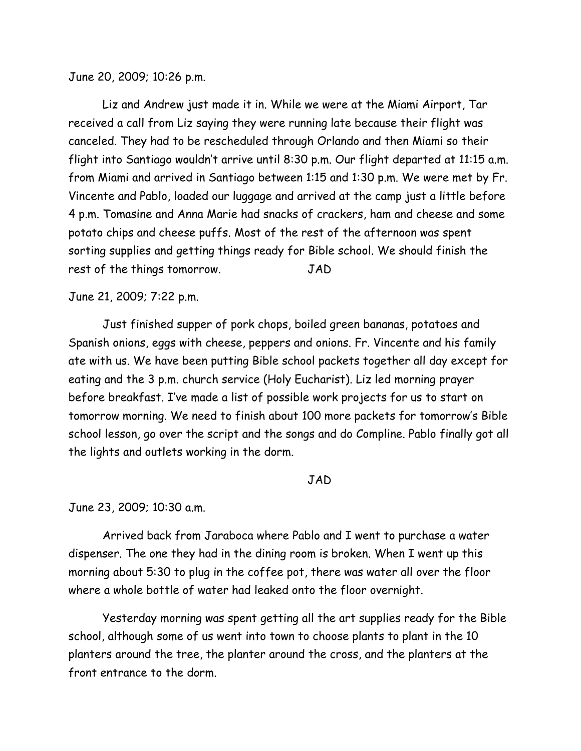June 20, 2009; 10:26 p.m.

Liz and Andrew just made it in. While we were at the Miami Airport, Tar received a call from Liz saying they were running late because their flight was canceled. They had to be rescheduled through Orlando and then Miami so their flight into Santiago wouldn't arrive until 8:30 p.m. Our flight departed at 11:15 a.m. from Miami and arrived in Santiago between 1:15 and 1:30 p.m. We were met by Fr. Vincente and Pablo, loaded our luggage and arrived at the camp just a little before 4 p.m. Tomasine and Anna Marie had snacks of crackers, ham and cheese and some potato chips and cheese puffs. Most of the rest of the afternoon was spent sorting supplies and getting things ready for Bible school. We should finish the rest of the things tomorrow. JAD

June 21, 2009; 7:22 p.m.

Just finished supper of pork chops, boiled green bananas, potatoes and Spanish onions, eggs with cheese, peppers and onions. Fr. Vincente and his family ate with us. We have been putting Bible school packets together all day except for eating and the 3 p.m. church service (Holy Eucharist). Liz led morning prayer before breakfast. I've made a list of possible work projects for us to start on tomorrow morning. We need to finish about 100 more packets for tomorrow's Bible school lesson, go over the script and the songs and do Compline. Pablo finally got all the lights and outlets working in the dorm.

JAD

June 23, 2009; 10:30 a.m.

Arrived back from Jaraboca where Pablo and I went to purchase a water dispenser. The one they had in the dining room is broken. When I went up this morning about 5:30 to plug in the coffee pot, there was water all over the floor where a whole bottle of water had leaked onto the floor overnight.

Yesterday morning was spent getting all the art supplies ready for the Bible school, although some of us went into town to choose plants to plant in the 10 planters around the tree, the planter around the cross, and the planters at the front entrance to the dorm.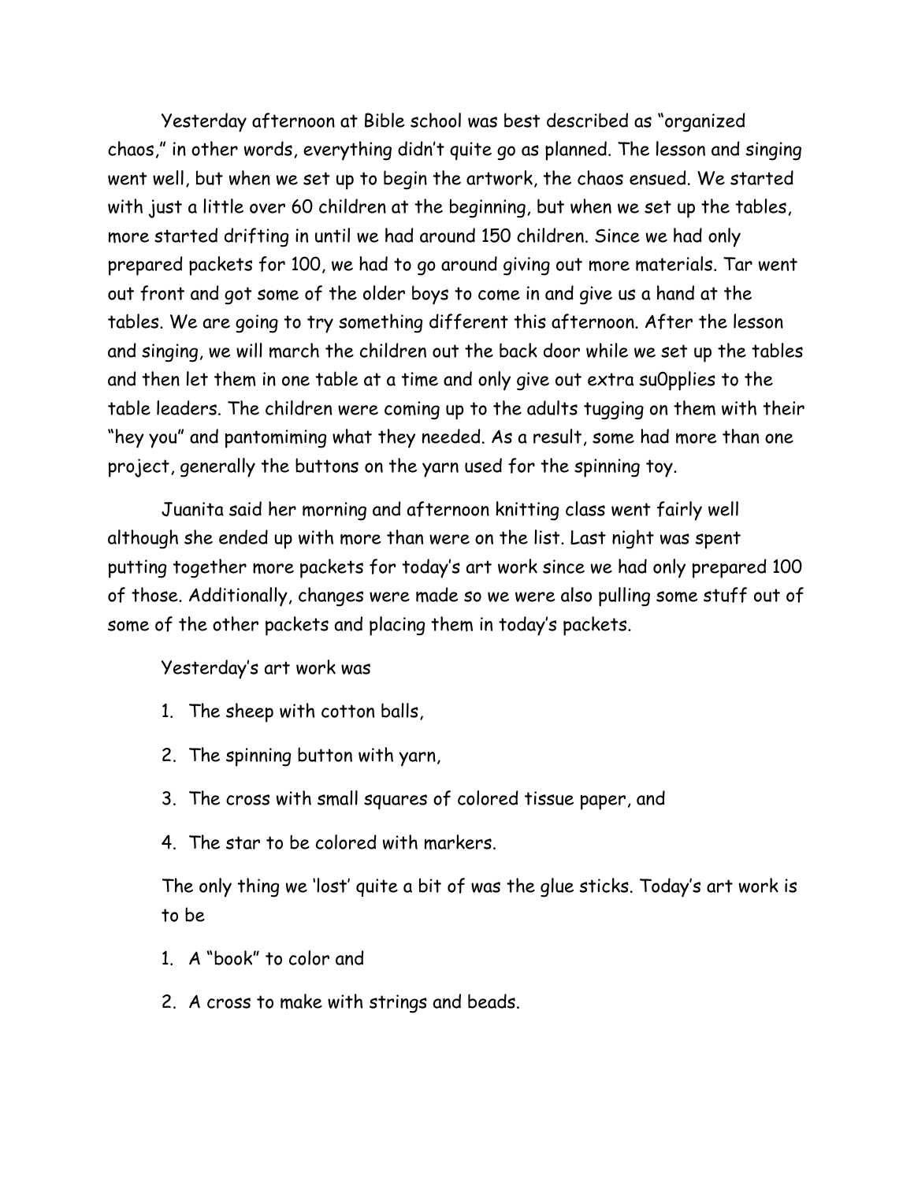Yesterday afternoon at Bible school was best described as “organized chaos,” in other words, everything didn’t quite go as planned. The lesson and singing went well, but when we set up to begin the artwork, the chaos ensued. We started with just a little over 60 children at the beginning, but when we set up the tables, more started drifting in until we had around 150 children. Since we had only prepared packets for 100, we had to go around giving out more materials. Tar went out front and got some of the older boys to come in and give us a hand at the tables. We are going to try something different this afternoon. After the lesson and singing, we will march the children out the back door while we set up the tables and then let them in one table at a time and only give out extra su0pplies to the table leaders. The children were coming up to the adults tugging on them with their “hey you” and pantomiming what they needed. As a result, some had more than one project, generally the buttons on the yarn used for the spinning toy.

Juanita said her morning and afternoon knitting class went fairly well although she ended up with more than were on the list. Last night was spent putting together more packets for today’s art work since we had only prepared 100 of those. Additionally, changes were made so we were also pulling some stuff out of some of the other packets and placing them in today’s packets.

Yesterday’s art work was

1. The sheep with cotton balls,
2. The spinning button with yarn,
3. The cross with small squares of colored tissue paper, and
4. The star to be colored with markers.

The only thing we ‘lost’ quite a bit of was the glue sticks. Today’s art work is to be

1. A “book” to color and
2. A cross to make with strings and beads.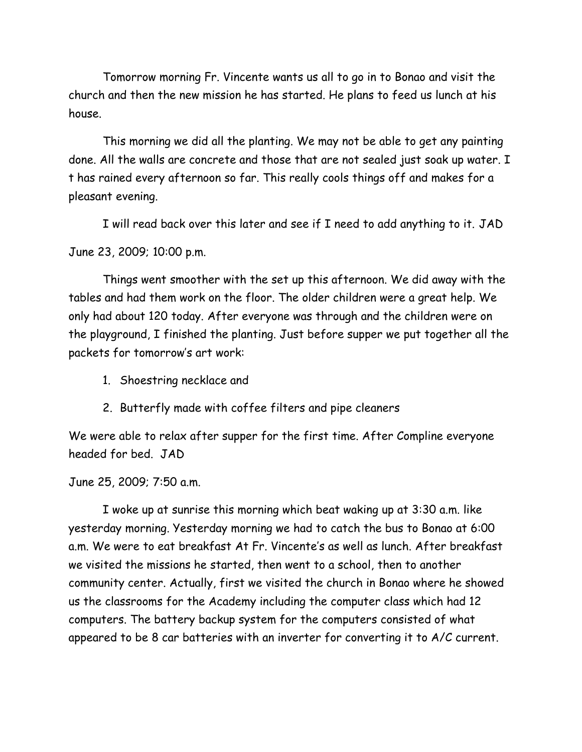Tomorrow morning Fr. Vincente wants us all to go in to Bonao and visit the church and then the new mission he has started. He plans to feed us lunch at his house.

This morning we did all the planting. We may not be able to get any painting done. All the walls are concrete and those that are not sealed just soak up water. I t has rained every afternoon so far. This really cools things off and makes for a pleasant evening.

I will read back over this later and see if I need to add anything to it. JAD

June 23, 2009; 10:00 p.m.

Things went smoother with the set up this afternoon. We did away with the tables and had them work on the floor. The older children were a great help. We only had about 120 today. After everyone was through and the children were on the playground, I finished the planting. Just before supper we put together all the packets for tomorrow's art work:

1. Shoestring necklace and
2. Butterfly made with coffee filters and pipe cleaners

We were able to relax after supper for the first time. After Compline everyone headed for bed. JAD

June 25, 2009; 7:50 a.m.

I woke up at sunrise this morning which beat waking up at 3:30 a.m. like yesterday morning. Yesterday morning we had to catch the bus to Bonao at 6:00 a.m. We were to eat breakfast At Fr. Vincente's as well as lunch. After breakfast we visited the missions he started, then went to a school, then to another community center. Actually, first we visited the church in Bonao where he showed us the classrooms for the Academy including the computer class which had 12 computers. The battery backup system for the computers consisted of what appeared to be 8 car batteries with an inverter for converting it to A/C current.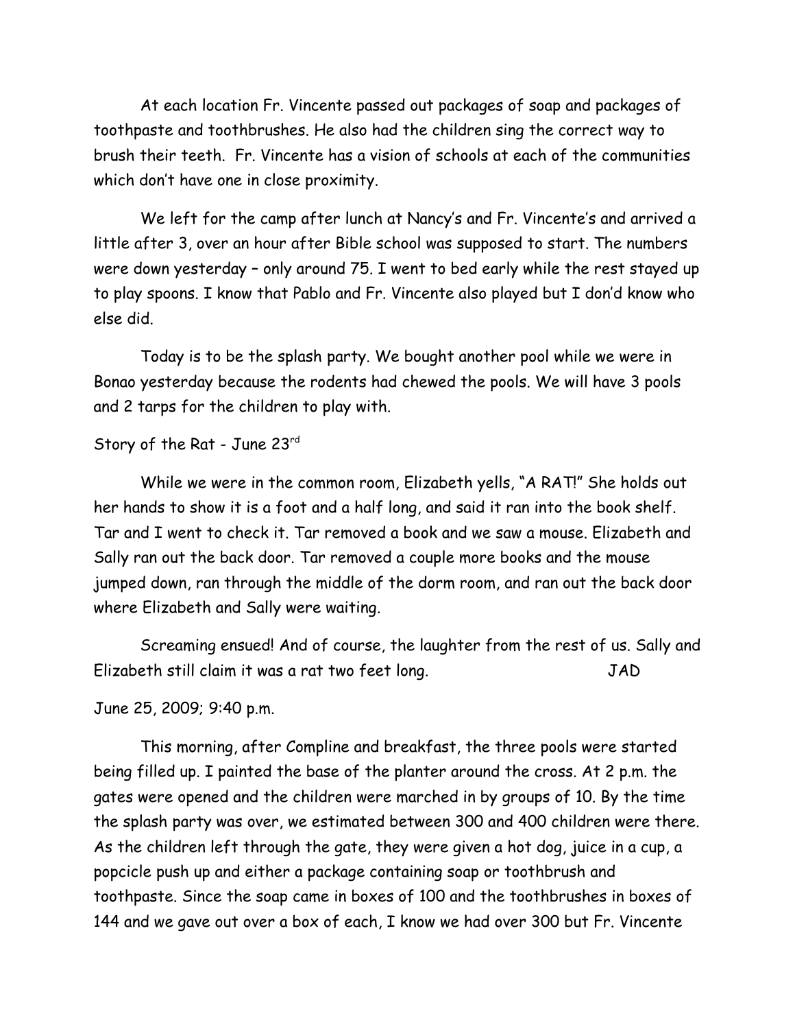At each location Fr. Vincente passed out packages of soap and packages of toothpaste and toothbrushes. He also had the children sing the correct way to brush their teeth. Fr. Vincente has a vision of schools at each of the communities which don't have one in close proximity.

We left for the camp after lunch at Nancy's and Fr. Vincente's and arrived a little after 3, over an hour after Bible school was supposed to start. The numbers were down yesterday – only around 75. I went to bed early while the rest stayed up to play spoons. I know that Pablo and Fr. Vincente also played but I don'd know who else did.

Today is to be the splash party. We bought another pool while we were in Bonao yesterday because the rodents had chewed the pools. We will have 3 pools and 2 tarps for the children to play with.

Story of the Rat - June 23rd

While we were in the common room, Elizabeth yells, "A RAT!" She holds out her hands to show it is a foot and a half long, and said it ran into the book shelf. Tar and I went to check it. Tar removed a book and we saw a mouse. Elizabeth and Sally ran out the back door. Tar removed a couple more books and the mouse jumped down, ran through the middle of the dorm room, and ran out the back door where Elizabeth and Sally were waiting.

Screaming ensued! And of course, the laughter from the rest of us. Sally and Elizabeth still claim it was a rat two feet long. JAD

June 25, 2009; 9:40 p.m.

This morning, after Compline and breakfast, the three pools were started being filled up. I painted the base of the planter around the cross. At 2 p.m. the gates were opened and the children were marched in by groups of 10. By the time the splash party was over, we estimated between 300 and 400 children were there. As the children left through the gate, they were given a hot dog, juice in a cup, a popcicle push up and either a package containing soap or toothbrush and toothpaste. Since the soap came in boxes of 100 and the toothbrushes in boxes of 144 and we gave out over a box of each, I know we had over 300 but Fr. Vincente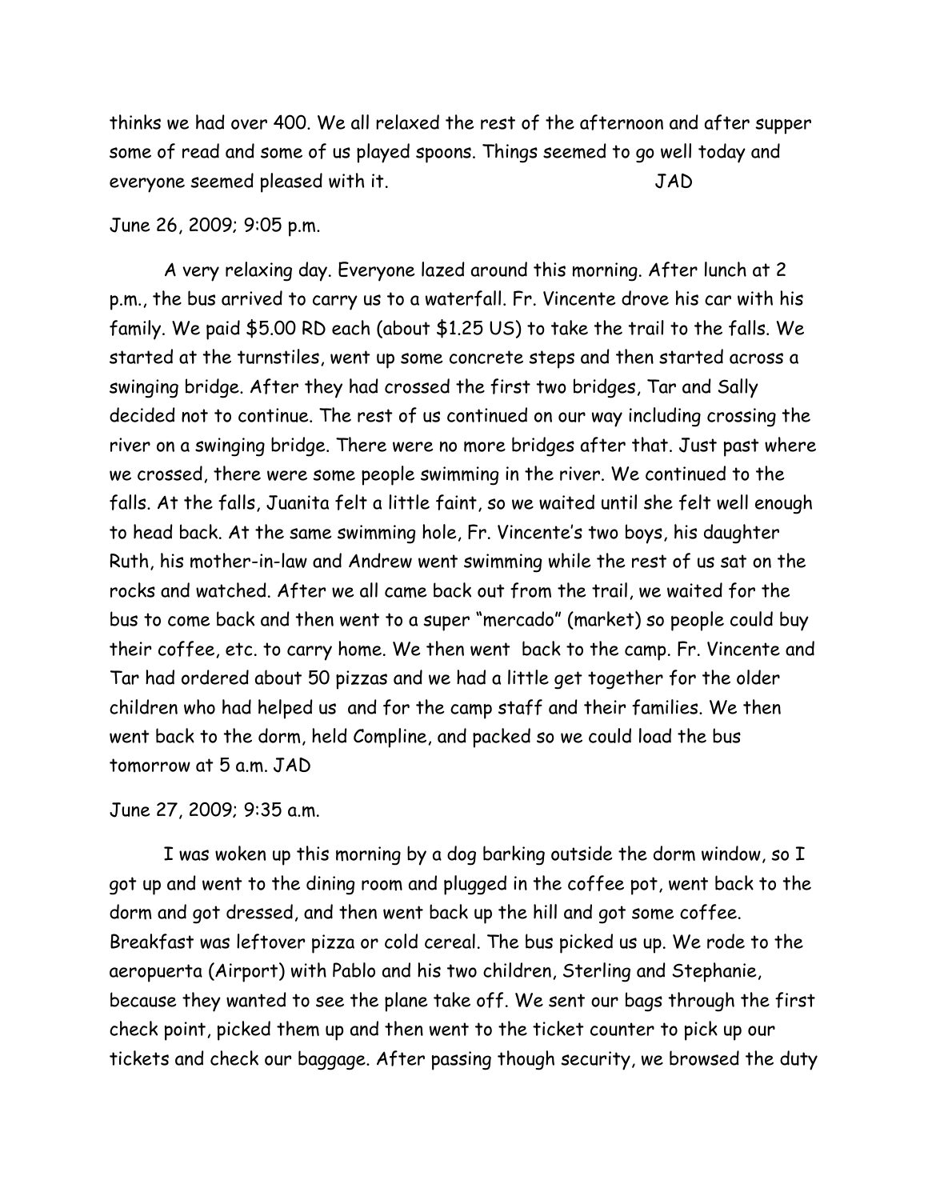thinks we had over 400. We all relaxed the rest of the afternoon and after supper some of read and some of us played spoons. Things seemed to go well today and everyone seemed pleased with it. JAD

June 26, 2009; 9:05 p.m.

A very relaxing day. Everyone lazed around this morning. After lunch at 2 p.m., the bus arrived to carry us to a waterfall. Fr. Vincente drove his car with his family. We paid $5.00 RD each (about $1.25 US) to take the trail to the falls. We started at the turnstiles, went up some concrete steps and then started across a swinging bridge. After they had crossed the first two bridges, Tar and Sally decided not to continue. The rest of us continued on our way including crossing the river on a swinging bridge. There were no more bridges after that. Just past where we crossed, there were some people swimming in the river. We continued to the falls. At the falls, Juanita felt a little faint, so we waited until she felt well enough to head back. At the same swimming hole, Fr. Vincente's two boys, his daughter Ruth, his mother-in-law and Andrew went swimming while the rest of us sat on the rocks and watched. After we all came back out from the trail, we waited for the bus to come back and then went to a super "mercado" (market) so people could buy their coffee, etc. to carry home. We then went back to the camp. Fr. Vincente and Tar had ordered about 50 pizzas and we had a little get together for the older children who had helped us and for the camp staff and their families. We then went back to the dorm, held Compline, and packed so we could load the bus tomorrow at 5 a.m. JAD

June 27, 2009; 9:35 a.m.

I was woken up this morning by a dog barking outside the dorm window, so I got up and went to the dining room and plugged in the coffee pot, went back to the dorm and got dressed, and then went back up the hill and got some coffee. Breakfast was leftover pizza or cold cereal. The bus picked us up. We rode to the aeropuerta (Airport) with Pablo and his two children, Sterling and Stephanie, because they wanted to see the plane take off. We sent our bags through the first check point, picked them up and then went to the ticket counter to pick up our tickets and check our baggage. After passing though security, we browsed the duty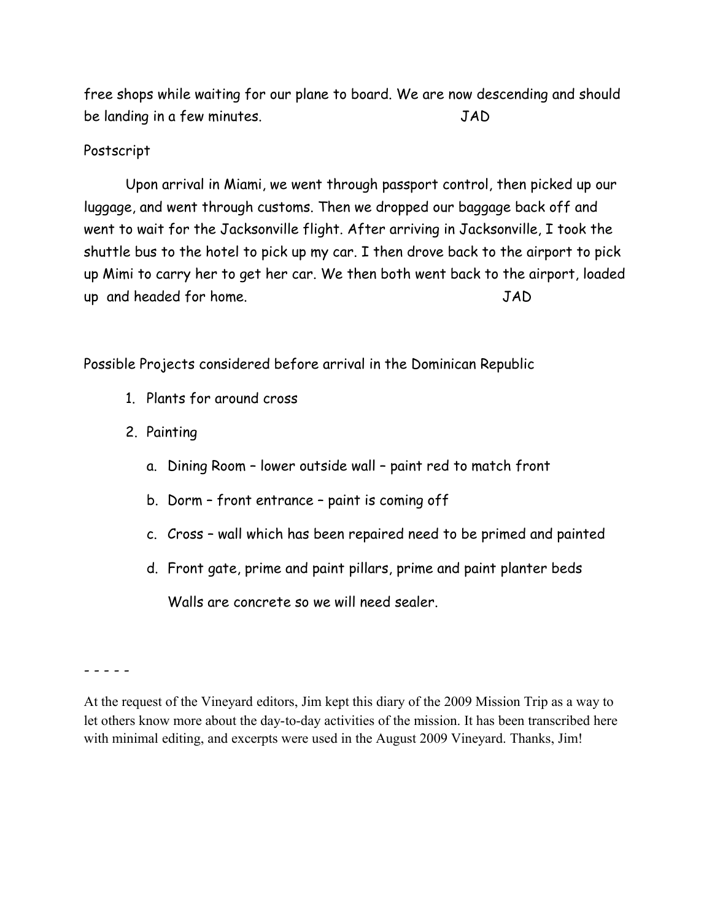free shops while waiting for our plane to board. We are now descending and should be landing in a few minutes. JAD

Postscript

Upon arrival in Miami, we went through passport control, then picked up our luggage, and went through customs. Then we dropped our baggage back off and went to wait for the Jacksonville flight. After arriving in Jacksonville, I took the shuttle bus to the hotel to pick up my car. I then drove back to the airport to pick up Mimi to carry her to get her car. We then both went back to the airport, loaded up and headed for home. JAD

Possible Projects considered before arrival in the Dominican Republic

1. Plants for around cross
2. Painting
   a. Dining Room – lower outside wall – paint red to match front
   b. Dorm – front entrance – paint is coming off
   c. Cross – wall which has been repaired need to be primed and painted
   d. Front gate, prime and paint pillars, prime and paint planter beds

   Walls are concrete so we will need sealer.

- - - - -

At the request of the Vineyard editors, Jim kept this diary of the 2009 Mission Trip as a way to let others know more about the day-to-day activities of the mission. It has been transcribed here with minimal editing, and excerpts were used in the August 2009 Vineyard. Thanks, Jim!